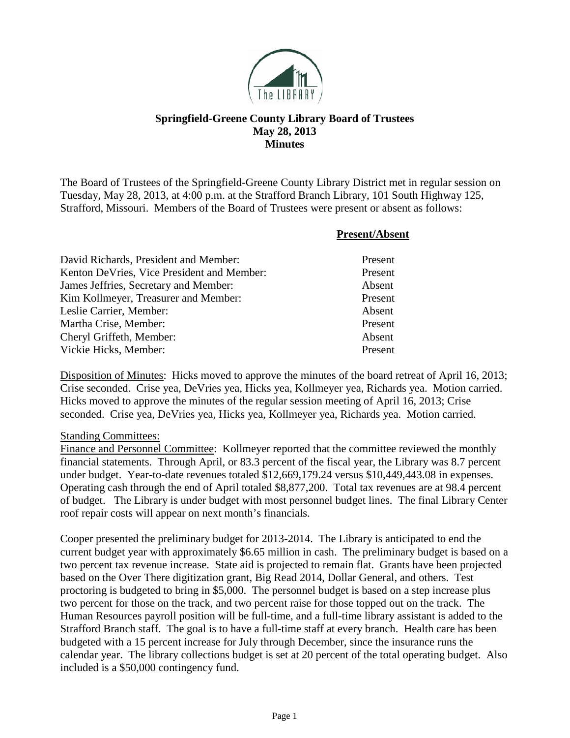# Springfield-Greene County Library Board of Trustees
## May 28, 2013
## Minutes

The Board of Trustees of the Springfield-Greene County Library District met in regular session on Tuesday, May 28, 2013, at 4:00 p.m. at the Strafford Branch Library, 101 South Highway 125, Strafford, Missouri. Members of the Board of Trustees were present or absent as follows:

| | **Present/Absent** |
|---|---|
| David Richards, President and Member: | Present |
| Kenton DeVries, Vice President and Member: | Present |
| James Jeffries, Secretary and Member: | Absent |
| Kim Kollmeyer, Treasurer and Member: | Present |
| Leslie Carrier, Member: | Absent |
| Martha Crise, Member: | Present |
| Cheryl Griffeth, Member: | Absent |
| Vickie Hicks, Member: | Present |

Disposition of Minutes: Hicks moved to approve the minutes of the board retreat of April 16, 2013; Crise seconded. Crise yea, DeVries yea, Hicks yea, Kollmeyer yea, Richards yea. Motion carried. Hicks moved to approve the minutes of the regular session meeting of April 16, 2013; Crise seconded. Crise yea, DeVries yea, Hicks yea, Kollmeyer yea, Richards yea. Motion carried.

Standing Committees:

Finance and Personnel Committee: Kollmeyer reported that the committee reviewed the monthly financial statements. Through April, or 83.3 percent of the fiscal year, the Library was 8.7 percent under budget. Year-to-date revenues totaled $12,669,179.24 versus $10,449,443.08 in expenses. Operating cash through the end of April totaled $8,877,200. Total tax revenues are at 98.4 percent of budget. The Library is under budget with most personnel budget lines. The final Library Center roof repair costs will appear on next month's financials.

Cooper presented the preliminary budget for 2013-2014. The Library is anticipated to end the current budget year with approximately $6.65 million in cash. The preliminary budget is based on a two percent tax revenue increase. State aid is projected to remain flat. Grants have been projected based on the Over There digitization grant, Big Read 2014, Dollar General, and others. Test proctoring is budgeted to bring in $5,000. The personnel budget is based on a step increase plus two percent for those on the track, and two percent raise for those topped out on the track. The Human Resources payroll position will be full-time, and a full-time library assistant is added to the Strafford Branch staff. The goal is to have a full-time staff at every branch. Health care has been budgeted with a 15 percent increase for July through December, since the insurance runs the calendar year. The library collections budget is set at 20 percent of the total operating budget. Also included is a $50,000 contingency fund.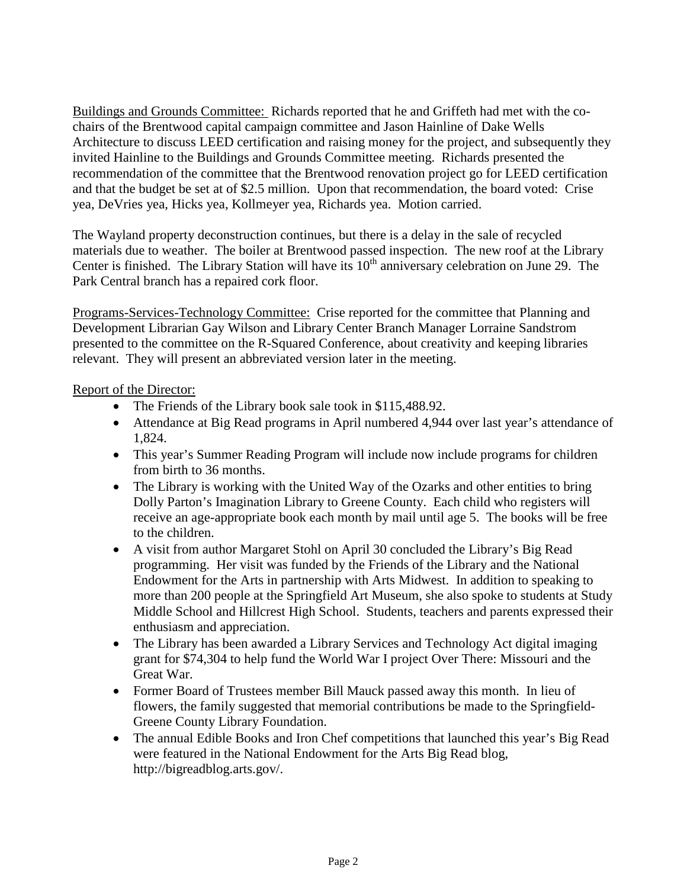<u>Buildings and Grounds Committee:</u> Richards reported that he and Griffeth had met with the co-chairs of the Brentwood capital campaign committee and Jason Hainline of Dake Wells Architecture to discuss LEED certification and raising money for the project, and subsequently they invited Hainline to the Buildings and Grounds Committee meeting. Richards presented the recommendation of the committee that the Brentwood renovation project go for LEED certification and that the budget be set at of $2.5 million. Upon that recommendation, the board voted: Crise yea, DeVries yea, Hicks yea, Kollmeyer yea, Richards yea. Motion carried.

The Wayland property deconstruction continues, but there is a delay in the sale of recycled materials due to weather. The boiler at Brentwood passed inspection. The new roof at the Library Center is finished. The Library Station will have its $10^{th}$ anniversary celebration on June 29. The Park Central branch has a repaired cork floor.

<u>Programs-Services-Technology Committee:</u> Crise reported for the committee that Planning and Development Librarian Gay Wilson and Library Center Branch Manager Lorraine Sandstrom presented to the committee on the R-Squared Conference, about creativity and keeping libraries relevant. They will present an abbreviated version later in the meeting.

<u>Report of the Director:</u>

- The Friends of the Library book sale took in $115,488.92.
- Attendance at Big Read programs in April numbered 4,944 over last year's attendance of 1,824.
- This year's Summer Reading Program will include now include programs for children from birth to 36 months.
- The Library is working with the United Way of the Ozarks and other entities to bring Dolly Parton's Imagination Library to Greene County. Each child who registers will receive an age-appropriate book each month by mail until age 5. The books will be free to the children.
- A visit from author Margaret Stohl on April 30 concluded the Library's Big Read programming. Her visit was funded by the Friends of the Library and the National Endowment for the Arts in partnership with Arts Midwest. In addition to speaking to more than 200 people at the Springfield Art Museum, she also spoke to students at Study Middle School and Hillcrest High School. Students, teachers and parents expressed their enthusiasm and appreciation.
- The Library has been awarded a Library Services and Technology Act digital imaging grant for $74,304 to help fund the World War I project Over There: Missouri and the Great War.
- Former Board of Trustees member Bill Mauck passed away this month. In lieu of flowers, the family suggested that memorial contributions be made to the Springfield-Greene County Library Foundation.
- The annual Edible Books and Iron Chef competitions that launched this year's Big Read were featured in the National Endowment for the Arts Big Read blog, http://bigreadblog.arts.gov/.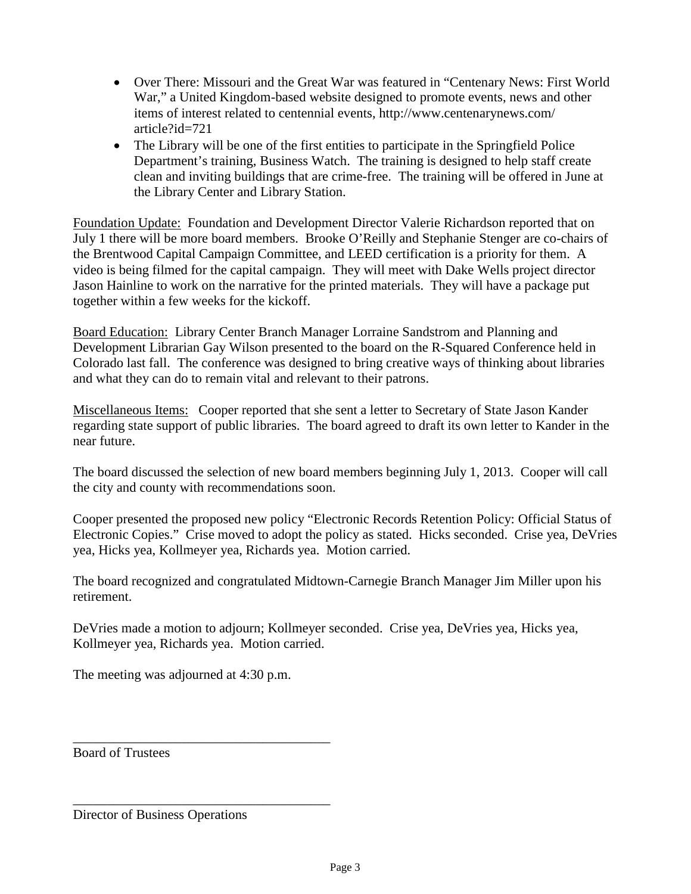- Over There: Missouri and the Great War was featured in "Centenary News: First World War," a United Kingdom-based website designed to promote events, news and other items of interest related to centennial events, http://www.centenarynews.com/article?id=721
- The Library will be one of the first entities to participate in the Springfield Police Department's training, Business Watch. The training is designed to help staff create clean and inviting buildings that are crime-free. The training will be offered in June at the Library Center and Library Station.

Foundation Update: Foundation and Development Director Valerie Richardson reported that on July 1 there will be more board members. Brooke O'Reilly and Stephanie Stenger are co-chairs of the Brentwood Capital Campaign Committee, and LEED certification is a priority for them. A video is being filmed for the capital campaign. They will meet with Dake Wells project director Jason Hainline to work on the narrative for the printed materials. They will have a package put together within a few weeks for the kickoff.

Board Education: Library Center Branch Manager Lorraine Sandstrom and Planning and Development Librarian Gay Wilson presented to the board on the R-Squared Conference held in Colorado last fall. The conference was designed to bring creative ways of thinking about libraries and what they can do to remain vital and relevant to their patrons.

Miscellaneous Items: Cooper reported that she sent a letter to Secretary of State Jason Kander regarding state support of public libraries. The board agreed to draft its own letter to Kander in the near future.

The board discussed the selection of new board members beginning July 1, 2013. Cooper will call the city and county with recommendations soon.

Cooper presented the proposed new policy "Electronic Records Retention Policy: Official Status of Electronic Copies." Crise moved to adopt the policy as stated. Hicks seconded. Crise yea, DeVries yea, Hicks yea, Kollmeyer yea, Richards yea. Motion carried.

The board recognized and congratulated Midtown-Carnegie Branch Manager Jim Miller upon his retirement.

DeVries made a motion to adjourn; Kollmeyer seconded. Crise yea, DeVries yea, Hicks yea, Kollmeyer yea, Richards yea. Motion carried.

The meeting was adjourned at 4:30 p.m.

\_\_\_\_\_\_\_\_\_\_\_\_\_\_\_\_\_\_\_\_\_\_\_\_\_\_\_\_\_\_\_\_\_\_\_\_\_\_

Board of Trustees

\_\_\_\_\_\_\_\_\_\_\_\_\_\_\_\_\_\_\_\_\_\_\_\_\_\_\_\_\_\_\_\_\_\_\_\_\_\_

Director of Business Operations